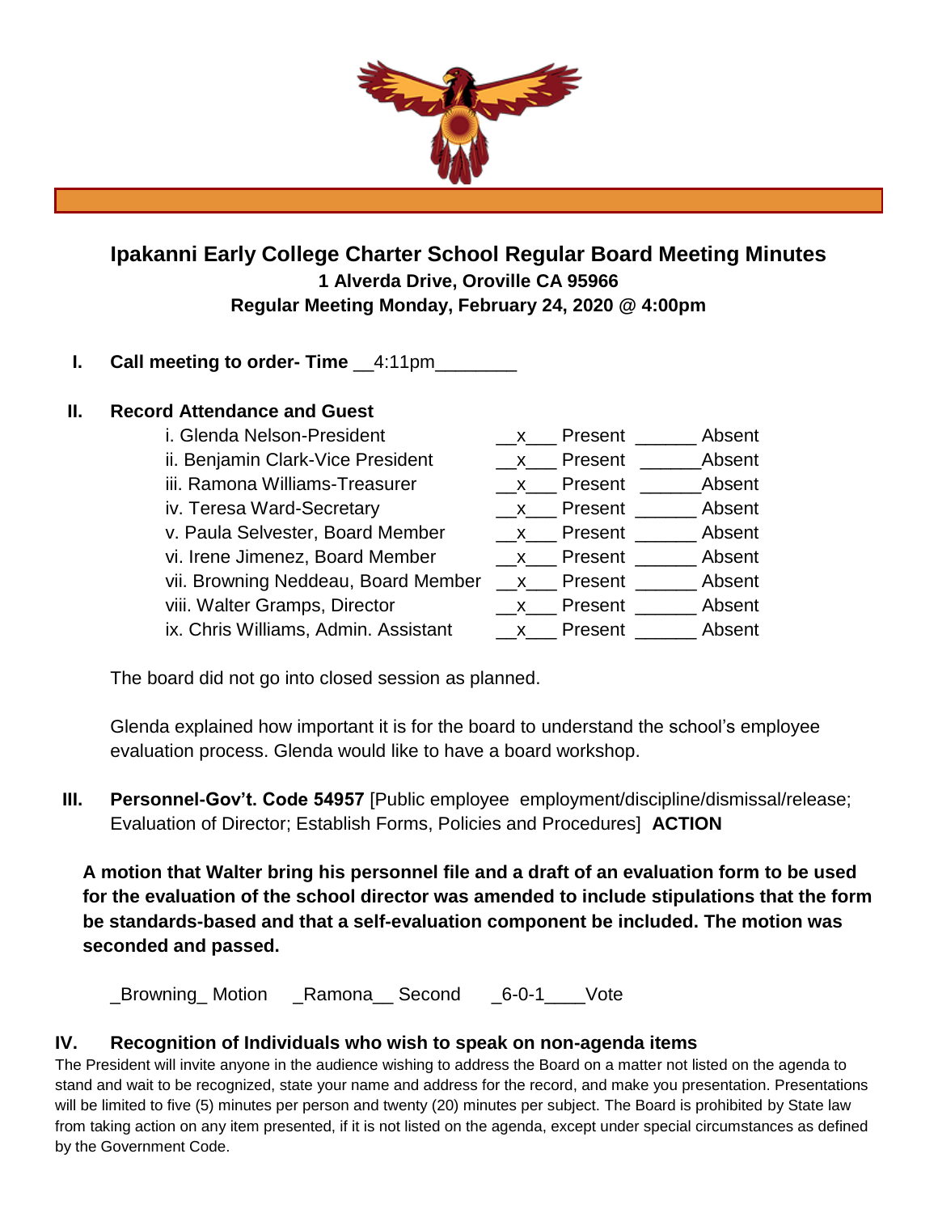# Ipakanni Early College Charter School Regular Board Meeting Minutes

**1 Alverda Drive, Oroville CA 95966**

**Regular Meeting Monday, February 24, 2020 @ 4:00pm**

**I. Call meeting to order- Time** __4:11pm________

**II. Record Attendance and Guest**

| | | |
|---|---|---|
| i. Glenda Nelson-President | __x___ Present | ______ Absent |
| ii. Benjamin Clark-Vice President | __x___ Present | ______ Absent |
| iii. Ramona Williams-Treasurer | __x___ Present | ______ Absent |
| iv. Teresa Ward-Secretary | __x___ Present | ______ Absent |
| v. Paula Selvester, Board Member | __x___ Present | ______ Absent |
| vi. Irene Jimenez, Board Member | __x___ Present | ______ Absent |
| vii. Browning Neddeau, Board Member | __x___ Present | ______ Absent |
| viii. Walter Gramps, Director | __x___ Present | ______ Absent |
| ix. Chris Williams, Admin. Assistant | __x___ Present | ______ Absent |

The board did not go into closed session as planned.

Glenda explained how important it is for the board to understand the school's employee evaluation process. Glenda would like to have a board workshop.

**III. Personnel-Gov't. Code 54957** [Public employee employment/discipline/dismissal/release; Evaluation of Director; Establish Forms, Policies and Procedures] **ACTION**

**A motion that Walter bring his personnel file and a draft of an evaluation form to be used for the evaluation of the school director was amended to include stipulations that the form be standards-based and that a self-evaluation component be included. The motion was seconded and passed.**

_Browning_ Motion _Ramona__ Second _6-0-1____Vote

**IV. Recognition of Individuals who wish to speak on non-agenda items**

The President will invite anyone in the audience wishing to address the Board on a matter not listed on the agenda to stand and wait to be recognized, state your name and address for the record, and make you presentation. Presentations will be limited to five (5) minutes per person and twenty (20) minutes per subject. The Board is prohibited by State law from taking action on any item presented, if it is not listed on the agenda, except under special circumstances as defined by the Government Code.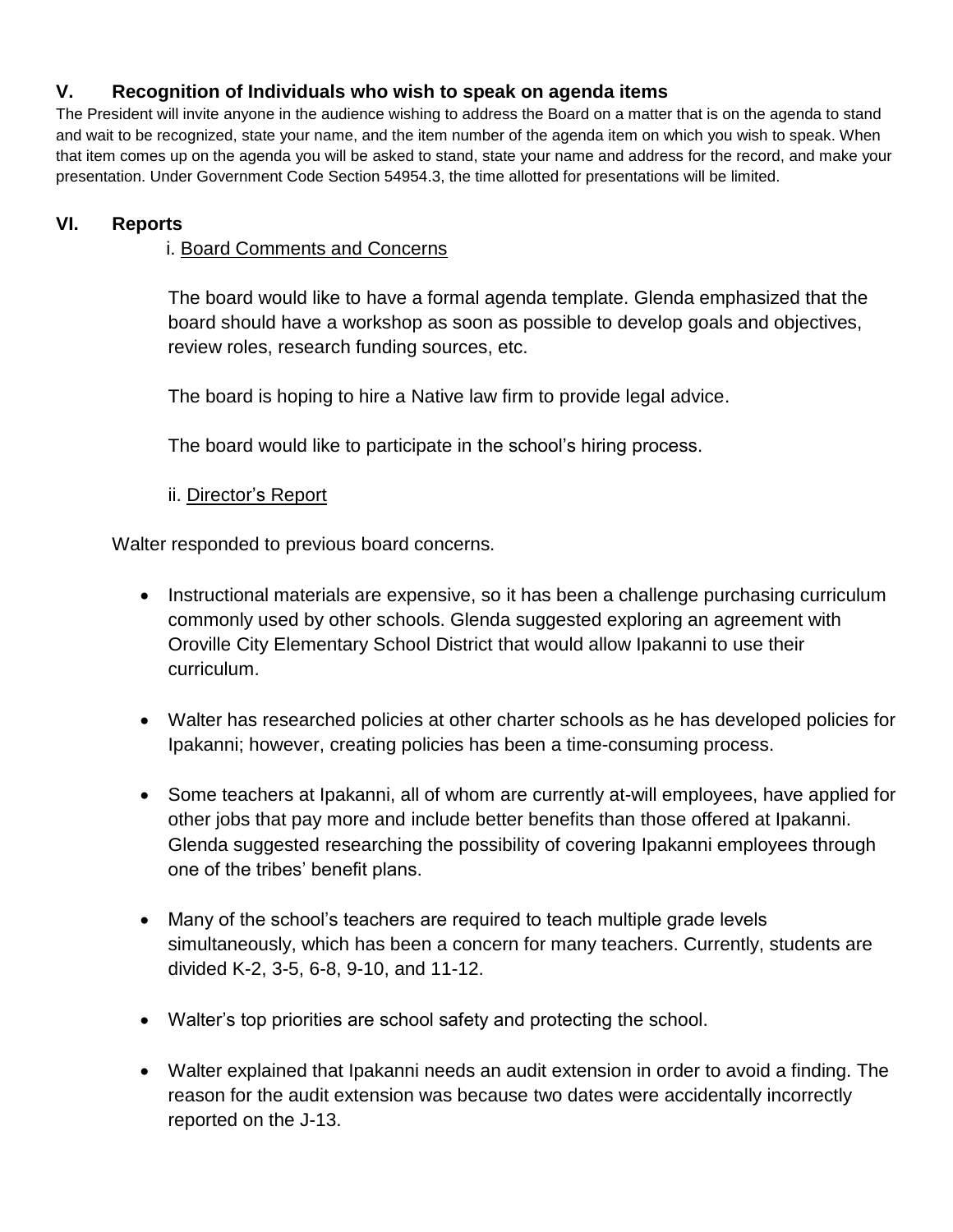## V. Recognition of Individuals who wish to speak on agenda items

The President will invite anyone in the audience wishing to address the Board on a matter that is on the agenda to stand and wait to be recognized, state your name, and the item number of the agenda item on which you wish to speak. When that item comes up on the agenda you will be asked to stand, state your name and address for the record, and make your presentation. Under Government Code Section 54954.3, the time allotted for presentations will be limited.

## VI. Reports

i. Board Comments and Concerns

The board would like to have a formal agenda template. Glenda emphasized that the board should have a workshop as soon as possible to develop goals and objectives, review roles, research funding sources, etc.

The board is hoping to hire a Native law firm to provide legal advice.

The board would like to participate in the school's hiring process.

ii. Director's Report

Walter responded to previous board concerns.

- Instructional materials are expensive, so it has been a challenge purchasing curriculum commonly used by other schools. Glenda suggested exploring an agreement with Oroville City Elementary School District that would allow Ipakanni to use their curriculum.

- Walter has researched policies at other charter schools as he has developed policies for Ipakanni; however, creating policies has been a time-consuming process.

- Some teachers at Ipakanni, all of whom are currently at-will employees, have applied for other jobs that pay more and include better benefits than those offered at Ipakanni. Glenda suggested researching the possibility of covering Ipakanni employees through one of the tribes' benefit plans.

- Many of the school's teachers are required to teach multiple grade levels simultaneously, which has been a concern for many teachers. Currently, students are divided K-2, 3-5, 6-8, 9-10, and 11-12.

- Walter's top priorities are school safety and protecting the school.

- Walter explained that Ipakanni needs an audit extension in order to avoid a finding. The reason for the audit extension was because two dates were accidentally incorrectly reported on the J-13.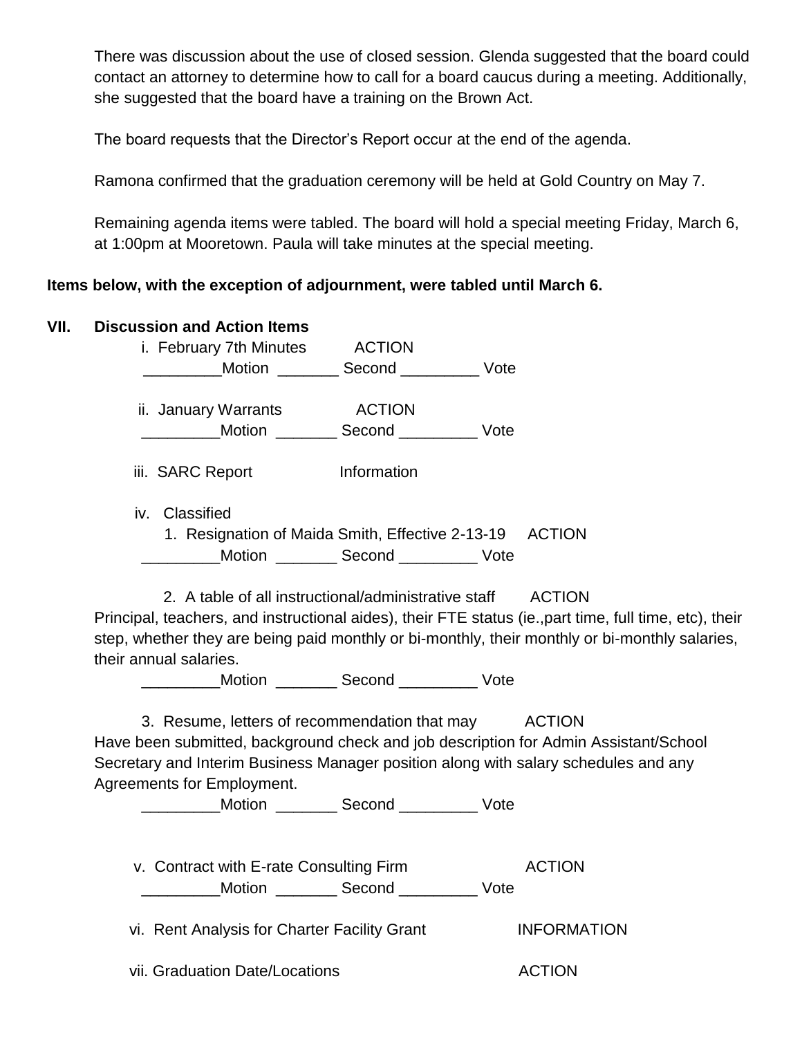There was discussion about the use of closed session. Glenda suggested that the board could contact an attorney to determine how to call for a board caucus during a meeting. Additionally, she suggested that the board have a training on the Brown Act.

The board requests that the Director's Report occur at the end of the agenda.

Ramona confirmed that the graduation ceremony will be held at Gold Country on May 7.

Remaining agenda items were tabled. The board will hold a special meeting Friday, March 6, at 1:00pm at Mooretown. Paula will take minutes at the special meeting.

**Items below, with the exception of adjournment, were tabled until March 6.**

**VII. Discussion and Action Items**

i. February 7th Minutes ACTION

_________Motion _______ Second _________ Vote

ii. January Warrants ACTION

_________Motion _______ Second _________ Vote

iii. SARC Report Information

iv. Classified

1. Resignation of Maida Smith, Effective 2-13-19 ACTION

_________Motion _______ Second _________ Vote

2. A table of all instructional/administrative staff ACTION

Principal, teachers, and instructional aides), their FTE status (ie.,part time, full time, etc), their step, whether they are being paid monthly or bi-monthly, their monthly or bi-monthly salaries, their annual salaries.

_________Motion _______ Second _________ Vote

3. Resume, letters of recommendation that may ACTION

Have been submitted, background check and job description for Admin Assistant/School Secretary and Interim Business Manager position along with salary schedules and any Agreements for Employment.

_________Motion _______ Second _________ Vote

v. Contract with E-rate Consulting Firm ACTION

_________Motion _______ Second _________ Vote

vi. Rent Analysis for Charter Facility Grant INFORMATION

vii. Graduation Date/Locations ACTION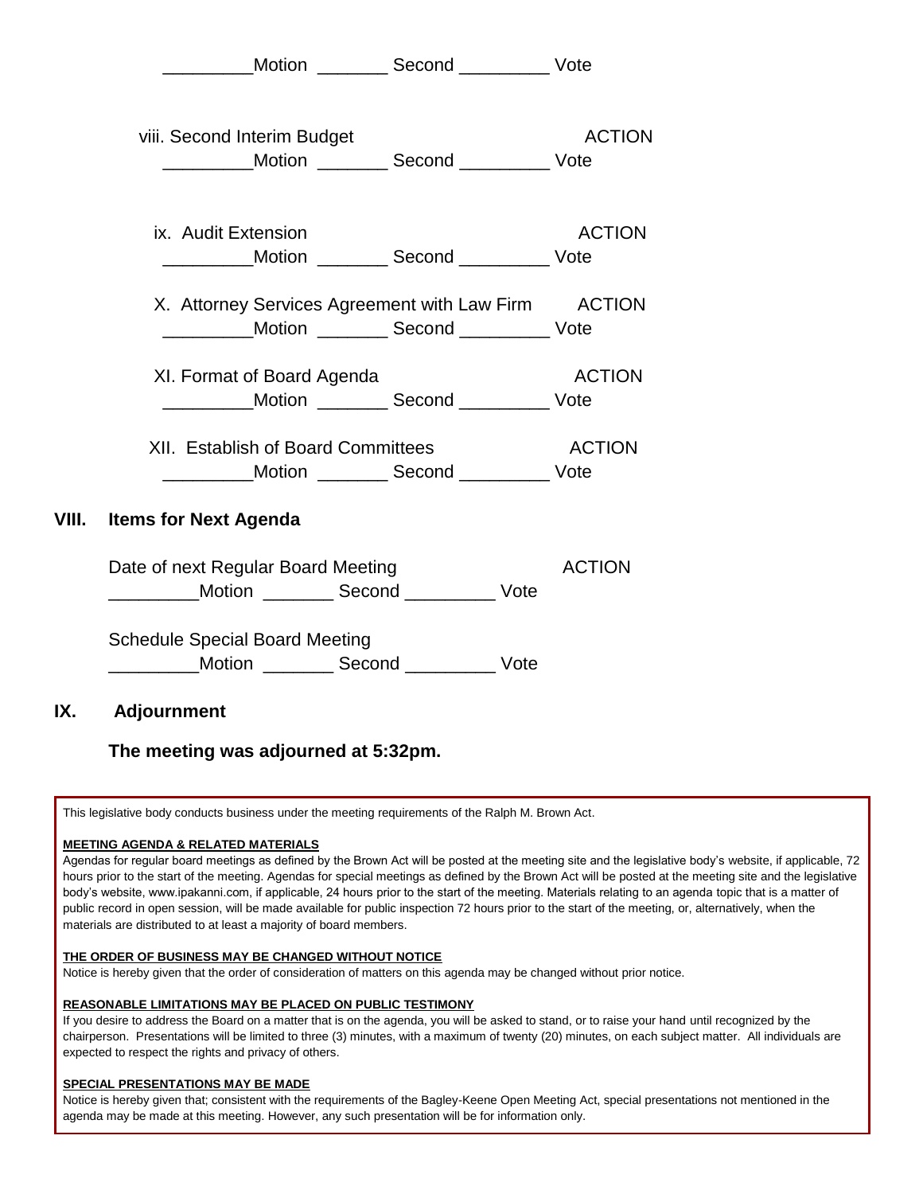_________Motion _______ Second _________ Vote

viii. Second Interim Budget ACTION

_________Motion _______ Second _________ Vote

ix. Audit Extension ACTION

_________Motion _______ Second _________ Vote

X. Attorney Services Agreement with Law Firm ACTION

_________Motion _______ Second _________ Vote

XI. Format of Board Agenda ACTION

_________Motion _______ Second _________ Vote

XII. Establish of Board Committees ACTION

_________Motion _______ Second _________ Vote

## VIII. Items for Next Agenda

Date of next Regular Board Meeting ACTION

_________Motion _______ Second _________ Vote

Schedule Special Board Meeting

_________Motion _______ Second _________ Vote

## IX. Adjournment

**The meeting was adjourned at 5:32pm.**

This legislative body conducts business under the meeting requirements of the Ralph M. Brown Act.

**MEETING AGENDA & RELATED MATERIALS**

Agendas for regular board meetings as defined by the Brown Act will be posted at the meeting site and the legislative body's website, if applicable, 72 hours prior to the start of the meeting. Agendas for special meetings as defined by the Brown Act will be posted at the meeting site and the legislative body's website, www.ipakanni.com, if applicable, 24 hours prior to the start of the meeting. Materials relating to an agenda topic that is a matter of public record in open session, will be made available for public inspection 72 hours prior to the start of the meeting, or, alternatively, when the materials are distributed to at least a majority of board members.

**THE ORDER OF BUSINESS MAY BE CHANGED WITHOUT NOTICE**

Notice is hereby given that the order of consideration of matters on this agenda may be changed without prior notice.

**REASONABLE LIMITATIONS MAY BE PLACED ON PUBLIC TESTIMONY**

If you desire to address the Board on a matter that is on the agenda, you will be asked to stand, or to raise your hand until recognized by the chairperson. Presentations will be limited to three (3) minutes, with a maximum of twenty (20) minutes, on each subject matter. All individuals are expected to respect the rights and privacy of others.

**SPECIAL PRESENTATIONS MAY BE MADE**

Notice is hereby given that; consistent with the requirements of the Bagley-Keene Open Meeting Act, special presentations not mentioned in the agenda may be made at this meeting. However, any such presentation will be for information only.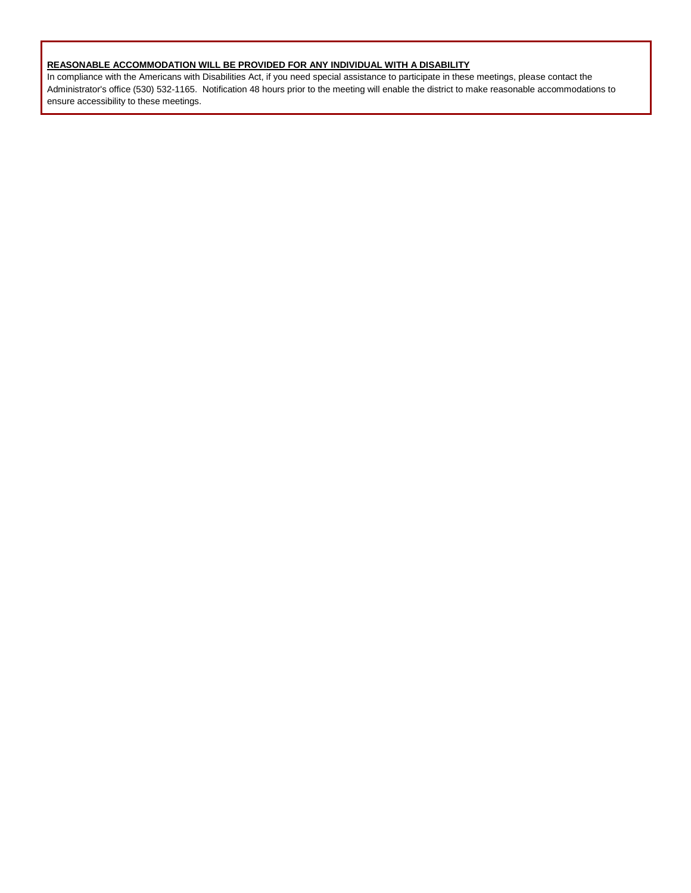**REASONABLE ACCOMMODATION WILL BE PROVIDED FOR ANY INDIVIDUAL WITH A DISABILITY**

In compliance with the Americans with Disabilities Act, if you need special assistance to participate in these meetings, please contact the Administrator's office (530) 532-1165. Notification 48 hours prior to the meeting will enable the district to make reasonable accommodations to ensure accessibility to these meetings.